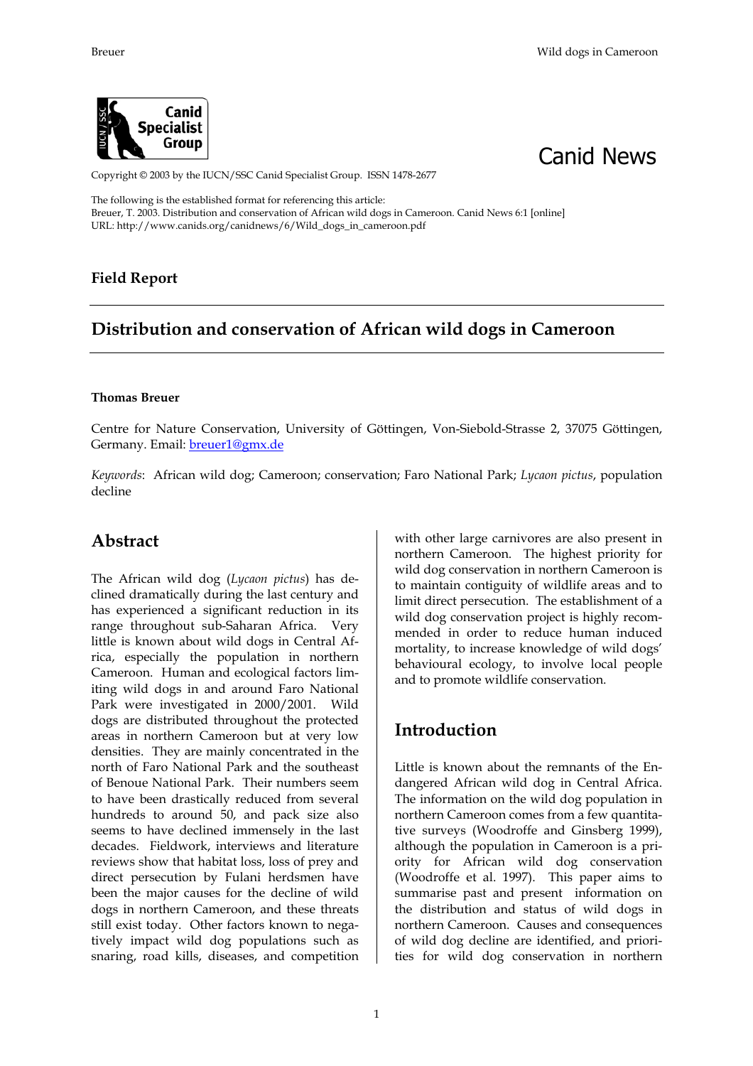Copyright © 2003 by the IUCN/SSC Canid Specialist Group. ISSN 1478-2677

Canid News

The following is the established format for referencing this article:
Breuer, T. 2003. Distribution and conservation of African wild dogs in Cameroon. Canid News 6:1 [online]
URL: http://www.canids.org/canidnews/6/Wild_dogs_in_cameroon.pdf

**Field Report**

# Distribution and conservation of African wild dogs in Cameroon

**Thomas Breuer**

Centre for Nature Conservation, University of Göttingen, Von-Siebold-Strasse 2, 37075 Göttingen, Germany. Email: breuer1@gmx.de

*Keywords*: African wild dog; Cameroon; conservation; Faro National Park; *Lycaon pictus*, population decline

## Abstract

The African wild dog (*Lycaon pictus*) has declined dramatically during the last century and has experienced a significant reduction in its range throughout sub-Saharan Africa. Very little is known about wild dogs in Central Africa, especially the population in northern Cameroon. Human and ecological factors limiting wild dogs in and around Faro National Park were investigated in 2000/2001. Wild dogs are distributed throughout the protected areas in northern Cameroon but at very low densities. They are mainly concentrated in the north of Faro National Park and the southeast of Benoue National Park. Their numbers seem to have been drastically reduced from several hundreds to around 50, and pack size also seems to have declined immensely in the last decades. Fieldwork, interviews and literature reviews show that habitat loss, loss of prey and direct persecution by Fulani herdsmen have been the major causes for the decline of wild dogs in northern Cameroon, and these threats still exist today. Other factors known to negatively impact wild dog populations such as snaring, road kills, diseases, and competition with other large carnivores are also present in northern Cameroon. The highest priority for wild dog conservation in northern Cameroon is to maintain contiguity of wildlife areas and to limit direct persecution. The establishment of a wild dog conservation project is highly recommended in order to reduce human induced mortality, to increase knowledge of wild dogs' behavioural ecology, to involve local people and to promote wildlife conservation.

## Introduction

Little is known about the remnants of the Endangered African wild dog in Central Africa. The information on the wild dog population in northern Cameroon comes from a few quantitative surveys (Woodroffe and Ginsberg 1999), although the population in Cameroon is a priority for African wild dog conservation (Woodroffe et al. 1997). This paper aims to summarise past and present information on the distribution and status of wild dogs in northern Cameroon. Causes and consequences of wild dog decline are identified, and priorities for wild dog conservation in northern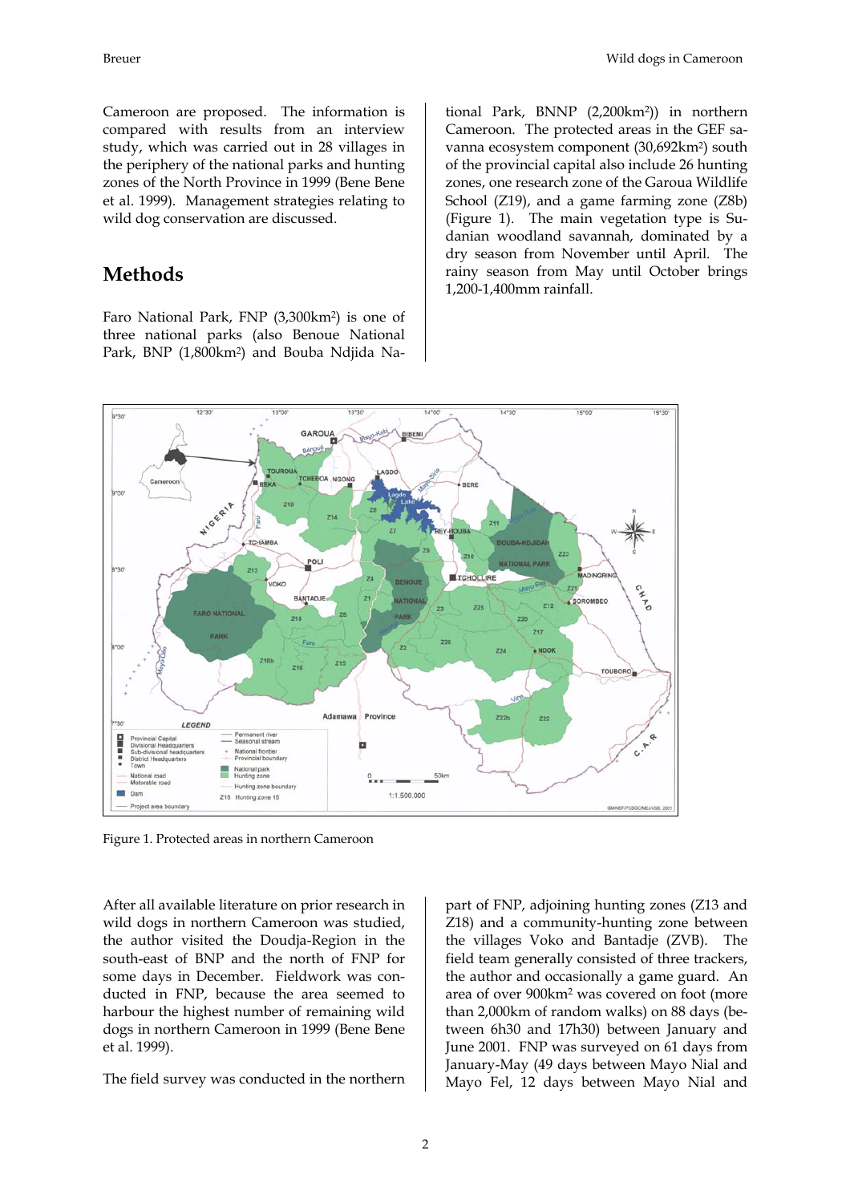Cameroon are proposed. The information is compared with results from an interview study, which was carried out in 28 villages in the periphery of the national parks and hunting zones of the North Province in 1999 (Bene Bene et al. 1999). Management strategies relating to wild dog conservation are discussed.

## Methods

Faro National Park, FNP (3,300km$^2$) is one of three national parks (also Benoue National Park, BNP (1,800km$^2$) and Bouba Ndjida National Park, BNNP (2,200km$^2$)) in northern Cameroon. The protected areas in the GEF savanna ecosystem component (30,692km$^2$) south of the provincial capital also include 26 hunting zones, one research zone of the Garoua Wildlife School (Z19), and a game farming zone (Z8b) (Figure 1). The main vegetation type is Sudanian woodland savannah, dominated by a dry season from November until April. The rainy season from May until October brings 1,200-1,400mm rainfall.

Figure 1. Protected areas in northern Cameroon

After all available literature on prior research in wild dogs in northern Cameroon was studied, the author visited the Doudja-Region in the south-east of BNP and the north of FNP for some days in December. Fieldwork was conducted in FNP, because the area seemed to harbour the highest number of remaining wild dogs in northern Cameroon in 1999 (Bene Bene et al. 1999).

The field survey was conducted in the northern part of FNP, adjoining hunting zones (Z13 and Z18) and a community-hunting zone between the villages Voko and Bantadje (ZVB). The field team generally consisted of three trackers, the author and occasionally a game guard. An area of over 900km$^2$ was covered on foot (more than 2,000km of random walks) on 88 days (between 6h30 and 17h30) between January and June 2001. FNP was surveyed on 61 days from January-May (49 days between Mayo Nial and Mayo Fel, 12 days between Mayo Nial and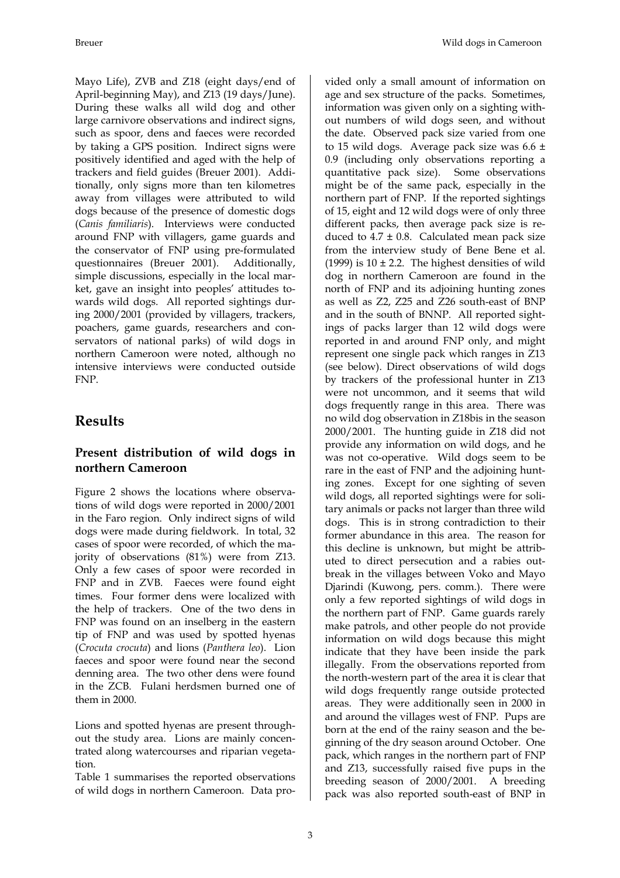Mayo Life), ZVB and Z18 (eight days/end of April-beginning May), and Z13 (19 days/June). During these walks all wild dog and other large carnivore observations and indirect signs, such as spoor, dens and faeces were recorded by taking a GPS position. Indirect signs were positively identified and aged with the help of trackers and field guides (Breuer 2001). Additionally, only signs more than ten kilometres away from villages were attributed to wild dogs because of the presence of domestic dogs (*Canis familiaris*). Interviews were conducted around FNP with villagers, game guards and the conservator of FNP using pre-formulated questionnaires (Breuer 2001). Additionally, simple discussions, especially in the local market, gave an insight into peoples' attitudes towards wild dogs. All reported sightings during 2000/2001 (provided by villagers, trackers, poachers, game guards, researchers and conservators of national parks) of wild dogs in northern Cameroon were noted, although no intensive interviews were conducted outside FNP.

# Results

## Present distribution of wild dogs in northern Cameroon

Figure 2 shows the locations where observations of wild dogs were reported in 2000/2001 in the Faro region. Only indirect signs of wild dogs were made during fieldwork. In total, 32 cases of spoor were recorded, of which the majority of observations (81%) were from Z13. Only a few cases of spoor were recorded in FNP and in ZVB. Faeces were found eight times. Four former dens were localized with the help of trackers. One of the two dens in FNP was found on an inselberg in the eastern tip of FNP and was used by spotted hyenas (*Crocuta crocuta*) and lions (*Panthera leo*). Lion faeces and spoor were found near the second denning area. The two other dens were found in the ZCB. Fulani herdsmen burned one of them in 2000.

Lions and spotted hyenas are present throughout the study area. Lions are mainly concentrated along watercourses and riparian vegetation.

Table 1 summarises the reported observations of wild dogs in northern Cameroon. Data provided only a small amount of information on age and sex structure of the packs. Sometimes, information was given only on a sighting without numbers of wild dogs seen, and without the date. Observed pack size varied from one to 15 wild dogs. Average pack size was $6.6 \pm 0.9$ (including only observations reporting a quantitative pack size). Some observations might be of the same pack, especially in the northern part of FNP. If the reported sightings of 15, eight and 12 wild dogs were of only three different packs, then average pack size is reduced to $4.7 \pm 0.8$. Calculated mean pack size from the interview study of Bene Bene et al. (1999) is $10 \pm 2.2$. The highest densities of wild dog in northern Cameroon are found in the north of FNP and its adjoining hunting zones as well as Z2, Z25 and Z26 south-east of BNP and in the south of BNNP. All reported sightings of packs larger than 12 wild dogs were reported in and around FNP only, and might represent one single pack which ranges in Z13 (see below). Direct observations of wild dogs by trackers of the professional hunter in Z13 were not uncommon, and it seems that wild dogs frequently range in this area. There was no wild dog observation in Z18bis in the season 2000/2001. The hunting guide in Z18 did not provide any information on wild dogs, and he was not co-operative. Wild dogs seem to be rare in the east of FNP and the adjoining hunting zones. Except for one sighting of seven wild dogs, all reported sightings were for solitary animals or packs not larger than three wild dogs. This is in strong contradiction to their former abundance in this area. The reason for this decline is unknown, but might be attributed to direct persecution and a rabies outbreak in the villages between Voko and Mayo Djarindi (Kuwong, pers. comm.). There were only a few reported sightings of wild dogs in the northern part of FNP. Game guards rarely make patrols, and other people do not provide information on wild dogs because this might indicate that they have been inside the park illegally. From the observations reported from the north-western part of the area it is clear that wild dogs frequently range outside protected areas. They were additionally seen in 2000 in and around the villages west of FNP. Pups are born at the end of the rainy season and the beginning of the dry season around October. One pack, which ranges in the northern part of FNP and Z13, successfully raised five pups in the breeding season of 2000/2001. A breeding pack was also reported south-east of BNP in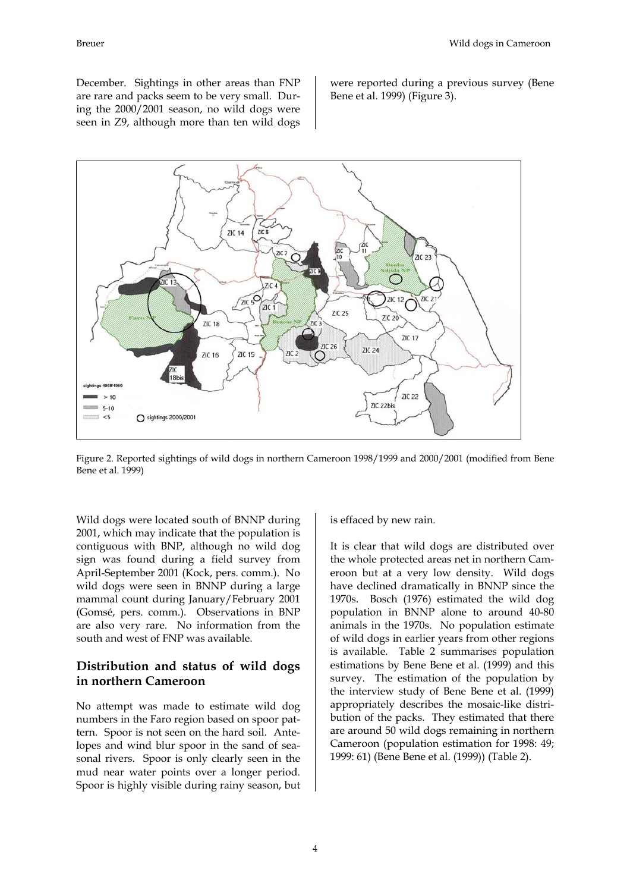December. Sightings in other areas than FNP are rare and packs seem to be very small. During the 2000/2001 season, no wild dogs were seen in Z9, although more than ten wild dogs were reported during a previous survey (Bene Bene et al. 1999) (Figure 3).

Figure 2. Reported sightings of wild dogs in northern Cameroon 1998/1999 and 2000/2001 (modified from Bene Bene et al. 1999)

Wild dogs were located south of BNNP during 2001, which may indicate that the population is contiguous with BNP, although no wild dog sign was found during a field survey from April-September 2001 (Kock, pers. comm.). No wild dogs were seen in BNNP during a large mammal count during January/February 2001 (Gomsé, pers. comm.). Observations in BNP are also very rare. No information from the south and west of FNP was available.

## Distribution and status of wild dogs in northern Cameroon

No attempt was made to estimate wild dog numbers in the Faro region based on spoor pattern. Spoor is not seen on the hard soil. Antelopes and wind blur spoor in the sand of seasonal rivers. Spoor is only clearly seen in the mud near water points over a longer period. Spoor is highly visible during rainy season, but is effaced by new rain.

It is clear that wild dogs are distributed over the whole protected areas net in northern Cameroon but at a very low density. Wild dogs have declined dramatically in BNNP since the 1970s. Bosch (1976) estimated the wild dog population in BNNP alone to around 40-80 animals in the 1970s. No population estimate of wild dogs in earlier years from other regions is available. Table 2 summarises population estimations by Bene Bene et al. (1999) and this survey. The estimation of the population by the interview study of Bene Bene et al. (1999) appropriately describes the mosaic-like distribution of the packs. They estimated that there are around 50 wild dogs remaining in northern Cameroon (population estimation for 1998: 49; 1999: 61) (Bene Bene et al. (1999)) (Table 2).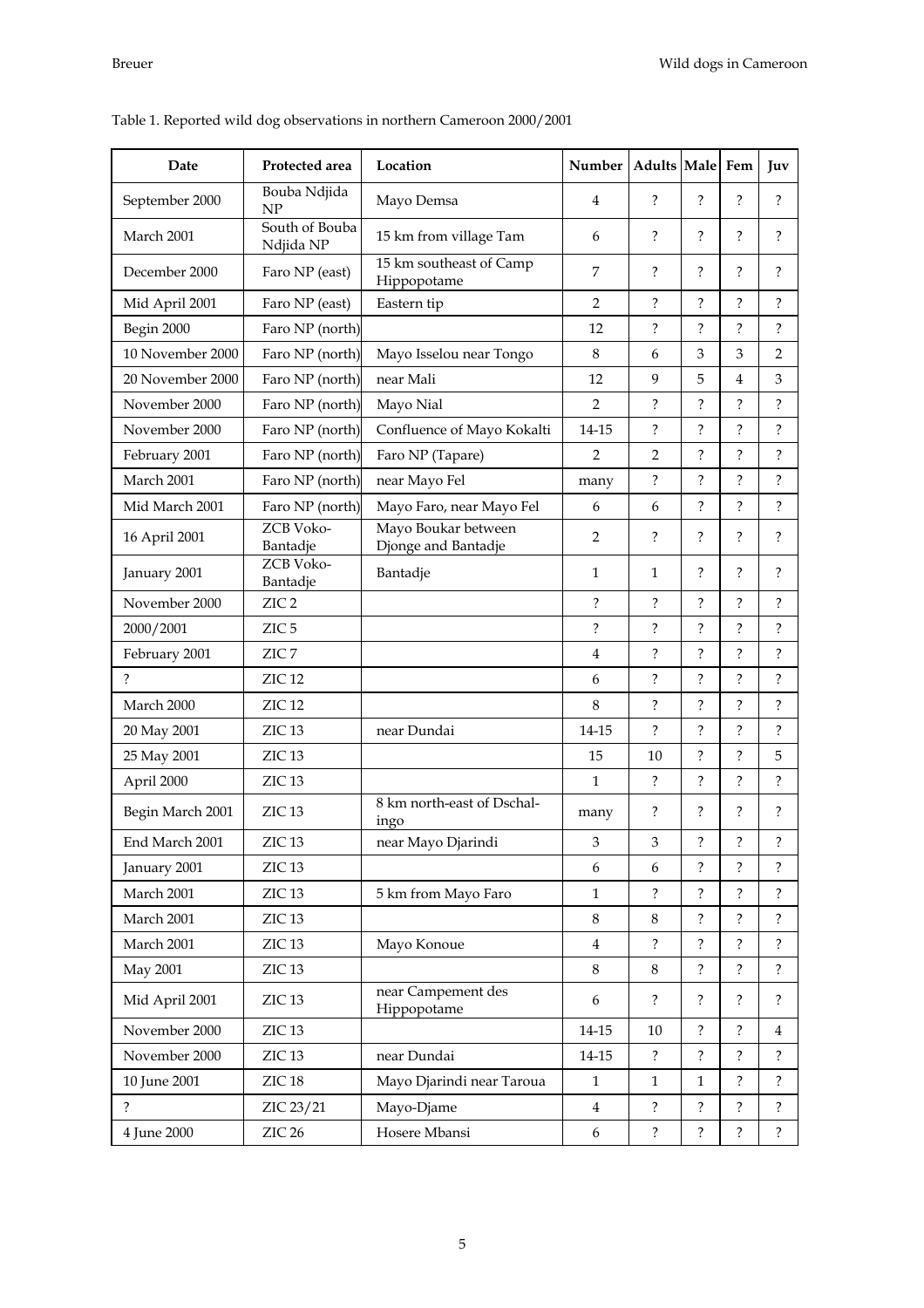Table 1. Reported wild dog observations in northern Cameroon 2000/2001

| Date | Protected area | Location | Number | Adults | Male | Fem | Juv |
|---|---|---|---|---|---|---|---|
| September 2000 | Bouba Ndjida NP | Mayo Demsa | 4 | ? | ? | ? | ? |
| March 2001 | South of Bouba Ndjida NP | 15 km from village Tam | 6 | ? | ? | ? | ? |
| December 2000 | Faro NP (east) | 15 km southeast of Camp Hippopotame | 7 | ? | ? | ? | ? |
| Mid April 2001 | Faro NP (east) | Eastern tip | 2 | ? | ? | ? | ? |
| Begin 2000 | Faro NP (north) | | 12 | ? | ? | ? | ? |
| 10 November 2000 | Faro NP (north) | Mayo Isselou near Tongo | 8 | 6 | 3 | 3 | 2 |
| 20 November 2000 | Faro NP (north) | near Mali | 12 | 9 | 5 | 4 | 3 |
| November 2000 | Faro NP (north) | Mayo Nial | 2 | ? | ? | ? | ? |
| November 2000 | Faro NP (north) | Confluence of Mayo Kokalti | 14-15 | ? | ? | ? | ? |
| February 2001 | Faro NP (north) | Faro NP (Tapare) | 2 | 2 | ? | ? | ? |
| March 2001 | Faro NP (north) | near Mayo Fel | many | ? | ? | ? | ? |
| Mid March 2001 | Faro NP (north) | Mayo Faro, near Mayo Fel | 6 | 6 | ? | ? | ? |
| 16 April 2001 | ZCB Voko-Bantadje | Mayo Boukar between Djonge and Bantadje | 2 | ? | ? | ? | ? |
| January 2001 | ZCB Voko-Bantadje | Bantadje | 1 | 1 | ? | ? | ? |
| November 2000 | ZIC 2 | | ? | ? | ? | ? | ? |
| 2000/2001 | ZIC 5 | | ? | ? | ? | ? | ? |
| February 2001 | ZIC 7 | | 4 | ? | ? | ? | ? |
| ? | ZIC 12 | | 6 | ? | ? | ? | ? |
| March 2000 | ZIC 12 | | 8 | ? | ? | ? | ? |
| 20 May 2001 | ZIC 13 | near Dundai | 14-15 | ? | ? | ? | ? |
| 25 May 2001 | ZIC 13 | | 15 | 10 | ? | ? | 5 |
| April 2000 | ZIC 13 | | 1 | ? | ? | ? | ? |
| Begin March 2001 | ZIC 13 | 8 km north-east of Dschal-ingo | many | ? | ? | ? | ? |
| End March 2001 | ZIC 13 | near Mayo Djarindi | 3 | 3 | ? | ? | ? |
| January 2001 | ZIC 13 | | 6 | 6 | ? | ? | ? |
| March 2001 | ZIC 13 | 5 km from Mayo Faro | 1 | ? | ? | ? | ? |
| March 2001 | ZIC 13 | | 8 | 8 | ? | ? | ? |
| March 2001 | ZIC 13 | Mayo Konoue | 4 | ? | ? | ? | ? |
| May 2001 | ZIC 13 | | 8 | 8 | ? | ? | ? |
| Mid April 2001 | ZIC 13 | near Campement des Hippopotame | 6 | ? | ? | ? | ? |
| November 2000 | ZIC 13 | | 14-15 | 10 | ? | ? | 4 |
| November 2000 | ZIC 13 | near Dundai | 14-15 | ? | ? | ? | ? |
| 10 June 2001 | ZIC 18 | Mayo Djarindi near Taroua | 1 | 1 | 1 | ? | ? |
| ? | ZIC 23/21 | Mayo-Djame | 4 | ? | ? | ? | ? |
| 4 June 2000 | ZIC 26 | Hosere Mbansi | 6 | ? | ? | ? | ? |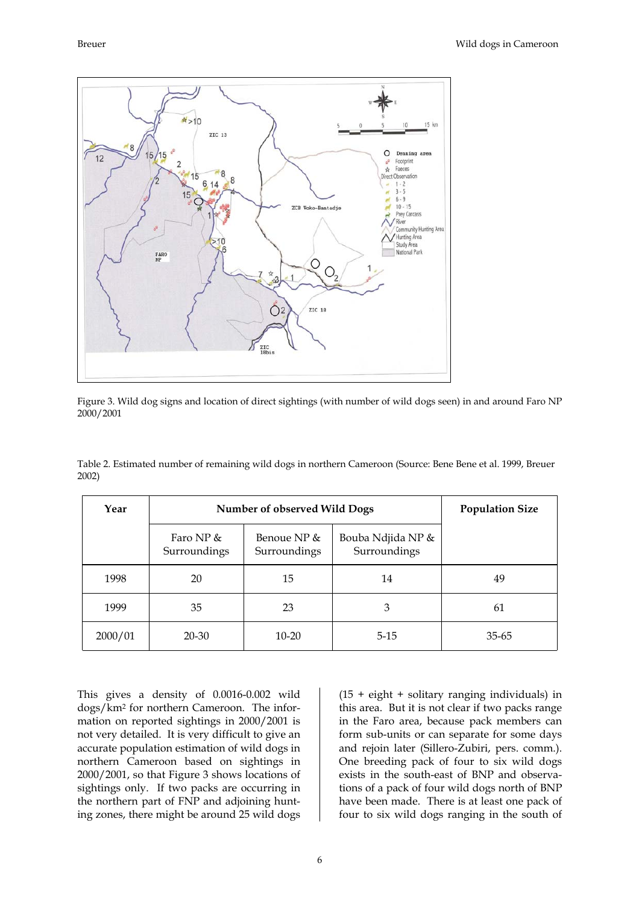Figure 3. Wild dog signs and location of direct sightings (with number of wild dogs seen) in and around Faro NP 2000/2001

Table 2. Estimated number of remaining wild dogs in northern Cameroon (Source: Bene Bene et al. 1999, Breuer 2002)

| Year | Number of observed Wild Dogs | | | Population Size |
|---|---|---|---|---|
| | Faro NP & Surroundings | Benoue NP & Surroundings | Bouba Ndjida NP & Surroundings | |
| 1998 | 20 | 15 | 14 | 49 |
| 1999 | 35 | 23 | 3 | 61 |
| 2000/01 | 20-30 | 10-20 | 5-15 | 35-65 |

This gives a density of 0.0016-0.002 wild dogs/km² for northern Cameroon. The information on reported sightings in 2000/2001 is not very detailed. It is very difficult to give an accurate population estimation of wild dogs in northern Cameroon based on sightings in 2000/2001, so that Figure 3 shows locations of sightings only. If two packs are occurring in the northern part of FNP and adjoining hunting zones, there might be around 25 wild dogs (15 + eight + solitary ranging individuals) in this area. But it is not clear if two packs range in the Faro area, because pack members can form sub-units or can separate for some days and rejoin later (Sillero-Zubiri, pers. comm.). One breeding pack of four to six wild dogs exists in the south-east of BNP and observations of a pack of four wild dogs north of BNP have been made. There is at least one pack of four to six wild dogs ranging in the south of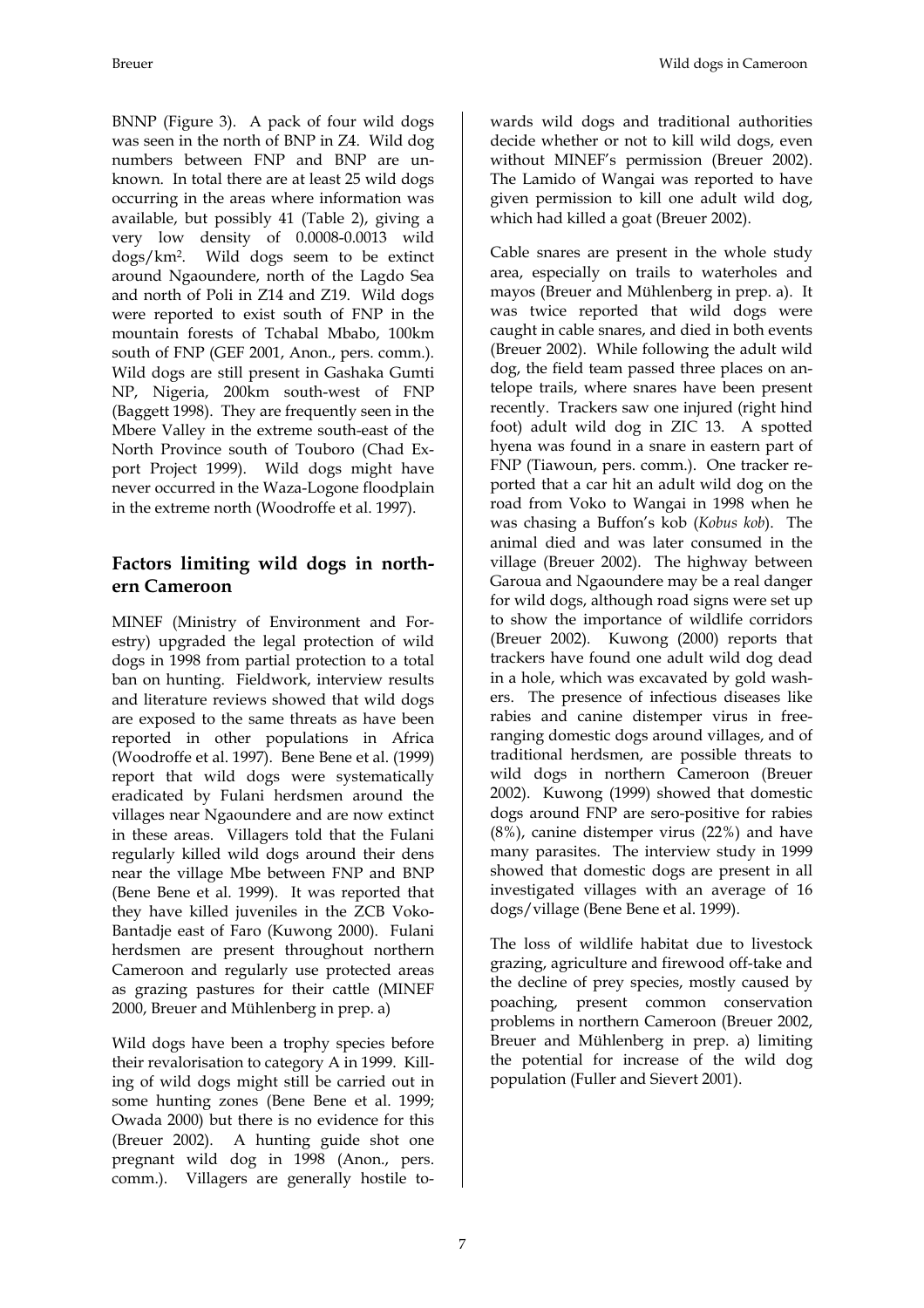BNNP (Figure 3). A pack of four wild dogs was seen in the north of BNP in Z4. Wild dog numbers between FNP and BNP are unknown. In total there are at least 25 wild dogs occurring in the areas where information was available, but possibly 41 (Table 2), giving a very low density of 0.0008-0.0013 wild dogs/km$^2$. Wild dogs seem to be extinct around Ngaoundere, north of the Lagdo Sea and north of Poli in Z14 and Z19. Wild dogs were reported to exist south of FNP in the mountain forests of Tchabal Mbabo, 100km south of FNP (GEF 2001, Anon., pers. comm.). Wild dogs are still present in Gashaka Gumti NP, Nigeria, 200km south-west of FNP (Baggett 1998). They are frequently seen in the Mbere Valley in the extreme south-east of the North Province south of Touboro (Chad Export Project 1999). Wild dogs might have never occurred in the Waza-Logone floodplain in the extreme north (Woodroffe et al. 1997).

## Factors limiting wild dogs in northern Cameroon

MINEF (Ministry of Environment and Forestry) upgraded the legal protection of wild dogs in 1998 from partial protection to a total ban on hunting. Fieldwork, interview results and literature reviews showed that wild dogs are exposed to the same threats as have been reported in other populations in Africa (Woodroffe et al. 1997). Bene Bene et al. (1999) report that wild dogs were systematically eradicated by Fulani herdsmen around the villages near Ngaoundere and are now extinct in these areas. Villagers told that the Fulani regularly killed wild dogs around their dens near the village Mbe between FNP and BNP (Bene Bene et al. 1999). It was reported that they have killed juveniles in the ZCB Voko-Bantadje east of Faro (Kuwong 2000). Fulani herdsmen are present throughout northern Cameroon and regularly use protected areas as grazing pastures for their cattle (MINEF 2000, Breuer and Mühlenberg in prep. a)

Wild dogs have been a trophy species before their revalorisation to category A in 1999. Killing of wild dogs might still be carried out in some hunting zones (Bene Bene et al. 1999; Owada 2000) but there is no evidence for this (Breuer 2002). A hunting guide shot one pregnant wild dog in 1998 (Anon., pers. comm.). Villagers are generally hostile towards wild dogs and traditional authorities decide whether or not to kill wild dogs, even without MINEF's permission (Breuer 2002). The Lamido of Wangai was reported to have given permission to kill one adult wild dog, which had killed a goat (Breuer 2002).

Cable snares are present in the whole study area, especially on trails to waterholes and mayos (Breuer and Mühlenberg in prep. a). It was twice reported that wild dogs were caught in cable snares, and died in both events (Breuer 2002). While following the adult wild dog, the field team passed three places on antelope trails, where snares have been present recently. Trackers saw one injured (right hind foot) adult wild dog in ZIC 13. A spotted hyena was found in a snare in eastern part of FNP (Tiawoun, pers. comm.). One tracker reported that a car hit an adult wild dog on the road from Voko to Wangai in 1998 when he was chasing a Buffon's kob (*Kobus kob*). The animal died and was later consumed in the village (Breuer 2002). The highway between Garoua and Ngaoundere may be a real danger for wild dogs, although road signs were set up to show the importance of wildlife corridors (Breuer 2002). Kuwong (2000) reports that trackers have found one adult wild dog dead in a hole, which was excavated by gold washers. The presence of infectious diseases like rabies and canine distemper virus in free-ranging domestic dogs around villages, and of traditional herdsmen, are possible threats to wild dogs in northern Cameroon (Breuer 2002). Kuwong (1999) showed that domestic dogs around FNP are sero-positive for rabies (8%), canine distemper virus (22%) and have many parasites. The interview study in 1999 showed that domestic dogs are present in all investigated villages with an average of 16 dogs/village (Bene Bene et al. 1999).

The loss of wildlife habitat due to livestock grazing, agriculture and firewood off-take and the decline of prey species, mostly caused by poaching, present common conservation problems in northern Cameroon (Breuer 2002, Breuer and Mühlenberg in prep. a) limiting the potential for increase of the wild dog population (Fuller and Sievert 2001).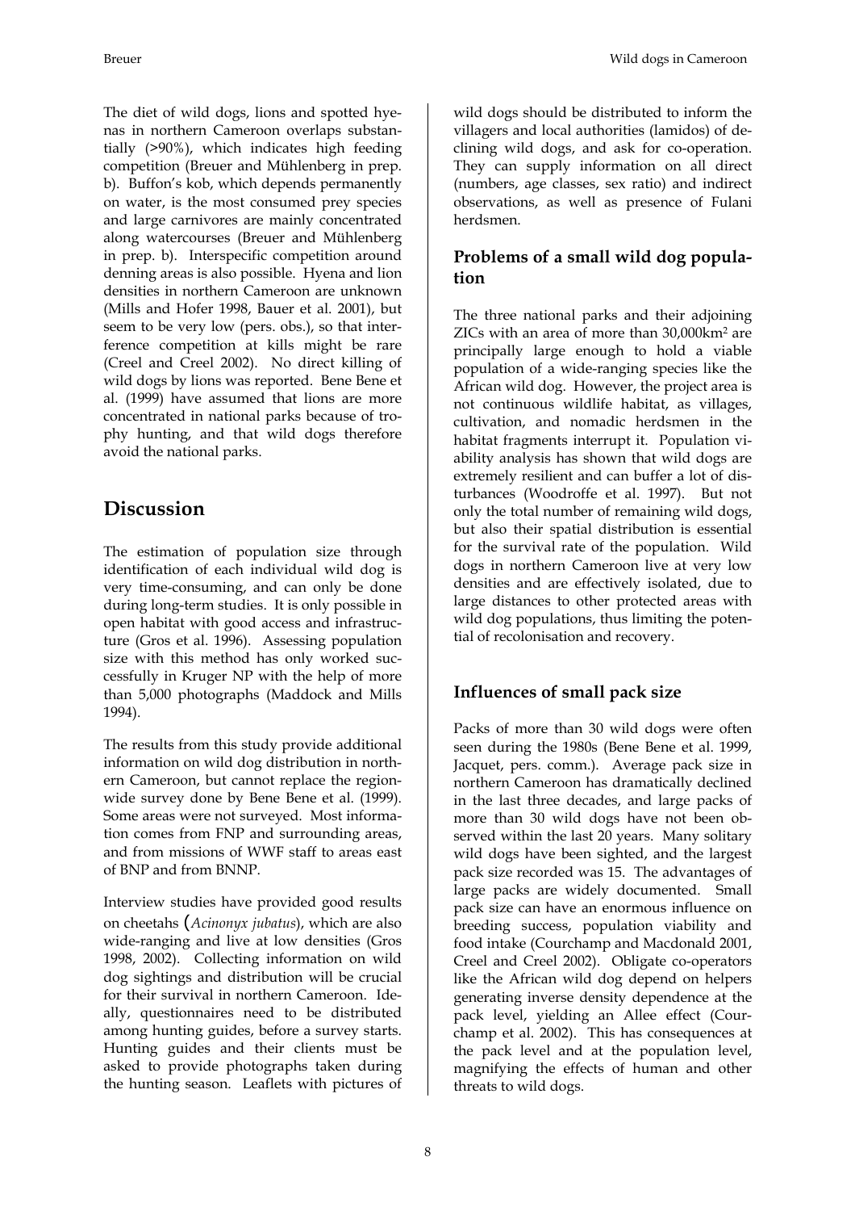The diet of wild dogs, lions and spotted hyenas in northern Cameroon overlaps substantially (>90%), which indicates high feeding competition (Breuer and Mühlenberg in prep. b). Buffon's kob, which depends permanently on water, is the most consumed prey species and large carnivores are mainly concentrated along watercourses (Breuer and Mühlenberg in prep. b). Interspecific competition around denning areas is also possible. Hyena and lion densities in northern Cameroon are unknown (Mills and Hofer 1998, Bauer et al. 2001), but seem to be very low (pers. obs.), so that interference competition at kills might be rare (Creel and Creel 2002). No direct killing of wild dogs by lions was reported. Bene Bene et al. (1999) have assumed that lions are more concentrated in national parks because of trophy hunting, and that wild dogs therefore avoid the national parks.

# Discussion

The estimation of population size through identification of each individual wild dog is very time-consuming, and can only be done during long-term studies. It is only possible in open habitat with good access and infrastructure (Gros et al. 1996). Assessing population size with this method has only worked successfully in Kruger NP with the help of more than 5,000 photographs (Maddock and Mills 1994).

The results from this study provide additional information on wild dog distribution in northern Cameroon, but cannot replace the region-wide survey done by Bene Bene et al. (1999). Some areas were not surveyed. Most information comes from FNP and surrounding areas, and from missions of WWF staff to areas east of BNP and from BNNP.

Interview studies have provided good results on cheetahs (*Acinonyx jubatus*), which are also wide-ranging and live at low densities (Gros 1998, 2002). Collecting information on wild dog sightings and distribution will be crucial for their survival in northern Cameroon. Ideally, questionnaires need to be distributed among hunting guides, before a survey starts. Hunting guides and their clients must be asked to provide photographs taken during the hunting season. Leaflets with pictures of wild dogs should be distributed to inform the villagers and local authorities (lamidos) of declining wild dogs, and ask for co-operation. They can supply information on all direct (numbers, age classes, sex ratio) and indirect observations, as well as presence of Fulani herdsmen.

## Problems of a small wild dog population

The three national parks and their adjoining ZICs with an area of more than 30,000km² are principally large enough to hold a viable population of a wide-ranging species like the African wild dog. However, the project area is not continuous wildlife habitat, as villages, cultivation, and nomadic herdsmen in the habitat fragments interrupt it. Population viability analysis has shown that wild dogs are extremely resilient and can buffer a lot of disturbances (Woodroffe et al. 1997). But not only the total number of remaining wild dogs, but also their spatial distribution is essential for the survival rate of the population. Wild dogs in northern Cameroon live at very low densities and are effectively isolated, due to large distances to other protected areas with wild dog populations, thus limiting the potential of recolonisation and recovery.

## Influences of small pack size

Packs of more than 30 wild dogs were often seen during the 1980s (Bene Bene et al. 1999, Jacquet, pers. comm.). Average pack size in northern Cameroon has dramatically declined in the last three decades, and large packs of more than 30 wild dogs have not been observed within the last 20 years. Many solitary wild dogs have been sighted, and the largest pack size recorded was 15. The advantages of large packs are widely documented. Small pack size can have an enormous influence on breeding success, population viability and food intake (Courchamp and Macdonald 2001, Creel and Creel 2002). Obligate co-operators like the African wild dog depend on helpers generating inverse density dependence at the pack level, yielding an Allee effect (Courchamp et al. 2002). This has consequences at the pack level and at the population level, magnifying the effects of human and other threats to wild dogs.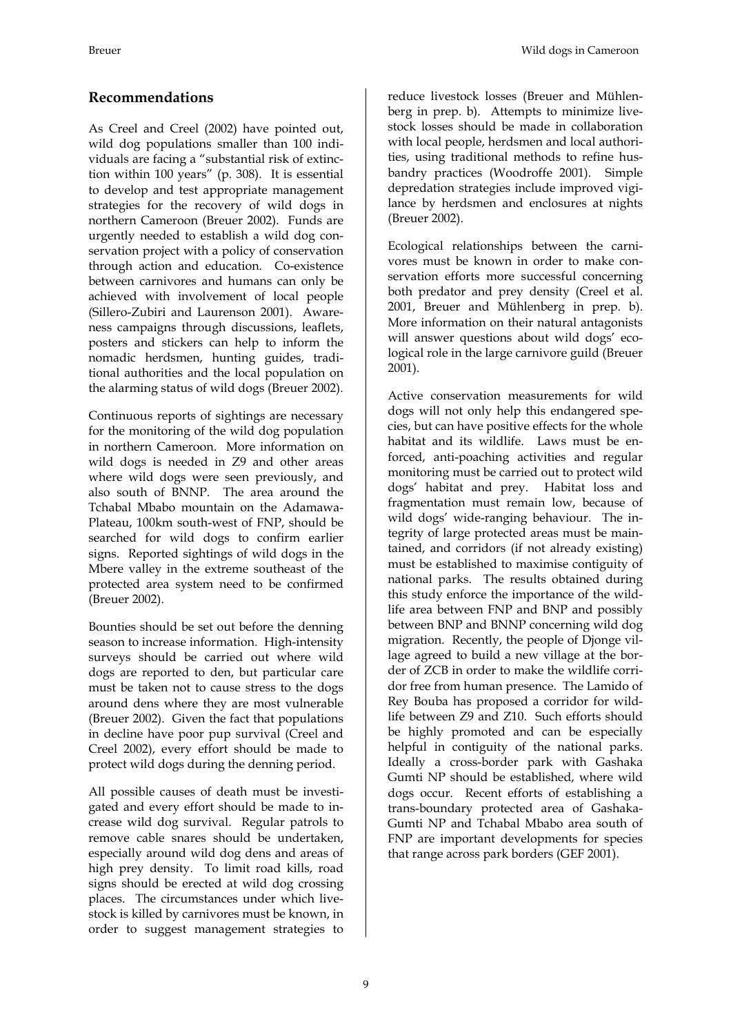## Recommendations

As Creel and Creel (2002) have pointed out, wild dog populations smaller than 100 individuals are facing a "substantial risk of extinction within 100 years" (p. 308). It is essential to develop and test appropriate management strategies for the recovery of wild dogs in northern Cameroon (Breuer 2002). Funds are urgently needed to establish a wild dog conservation project with a policy of conservation through action and education. Co-existence between carnivores and humans can only be achieved with involvement of local people (Sillero-Zubiri and Laurenson 2001). Awareness campaigns through discussions, leaflets, posters and stickers can help to inform the nomadic herdsmen, hunting guides, traditional authorities and the local population on the alarming status of wild dogs (Breuer 2002).

Continuous reports of sightings are necessary for the monitoring of the wild dog population in northern Cameroon. More information on wild dogs is needed in Z9 and other areas where wild dogs were seen previously, and also south of BNNP. The area around the Tchabal Mbabo mountain on the Adamawa-Plateau, 100km south-west of FNP, should be searched for wild dogs to confirm earlier signs. Reported sightings of wild dogs in the Mbere valley in the extreme southeast of the protected area system need to be confirmed (Breuer 2002).

Bounties should be set out before the denning season to increase information. High-intensity surveys should be carried out where wild dogs are reported to den, but particular care must be taken not to cause stress to the dogs around dens where they are most vulnerable (Breuer 2002). Given the fact that populations in decline have poor pup survival (Creel and Creel 2002), every effort should be made to protect wild dogs during the denning period.

All possible causes of death must be investigated and every effort should be made to increase wild dog survival. Regular patrols to remove cable snares should be undertaken, especially around wild dog dens and areas of high prey density. To limit road kills, road signs should be erected at wild dog crossing places. The circumstances under which livestock is killed by carnivores must be known, in order to suggest management strategies to reduce livestock losses (Breuer and Mühlenberg in prep. b). Attempts to minimize livestock losses should be made in collaboration with local people, herdsmen and local authorities, using traditional methods to refine husbandry practices (Woodroffe 2001). Simple depredation strategies include improved vigilance by herdsmen and enclosures at nights (Breuer 2002).

Ecological relationships between the carnivores must be known in order to make conservation efforts more successful concerning both predator and prey density (Creel et al. 2001, Breuer and Mühlenberg in prep. b). More information on their natural antagonists will answer questions about wild dogs' ecological role in the large carnivore guild (Breuer 2001).

Active conservation measurements for wild dogs will not only help this endangered species, but can have positive effects for the whole habitat and its wildlife. Laws must be enforced, anti-poaching activities and regular monitoring must be carried out to protect wild dogs' habitat and prey. Habitat loss and fragmentation must remain low, because of wild dogs' wide-ranging behaviour. The integrity of large protected areas must be maintained, and corridors (if not already existing) must be established to maximise contiguity of national parks. The results obtained during this study enforce the importance of the wildlife area between FNP and BNP and possibly between BNP and BNNP concerning wild dog migration. Recently, the people of Djonge village agreed to build a new village at the border of ZCB in order to make the wildlife corridor free from human presence. The Lamido of Rey Bouba has proposed a corridor for wildlife between Z9 and Z10. Such efforts should be highly promoted and can be especially helpful in contiguity of the national parks. Ideally a cross-border park with Gashaka Gumti NP should be established, where wild dogs occur. Recent efforts of establishing a trans-boundary protected area of Gashaka-Gumti NP and Tchabal Mbabo area south of FNP are important developments for species that range across park borders (GEF 2001).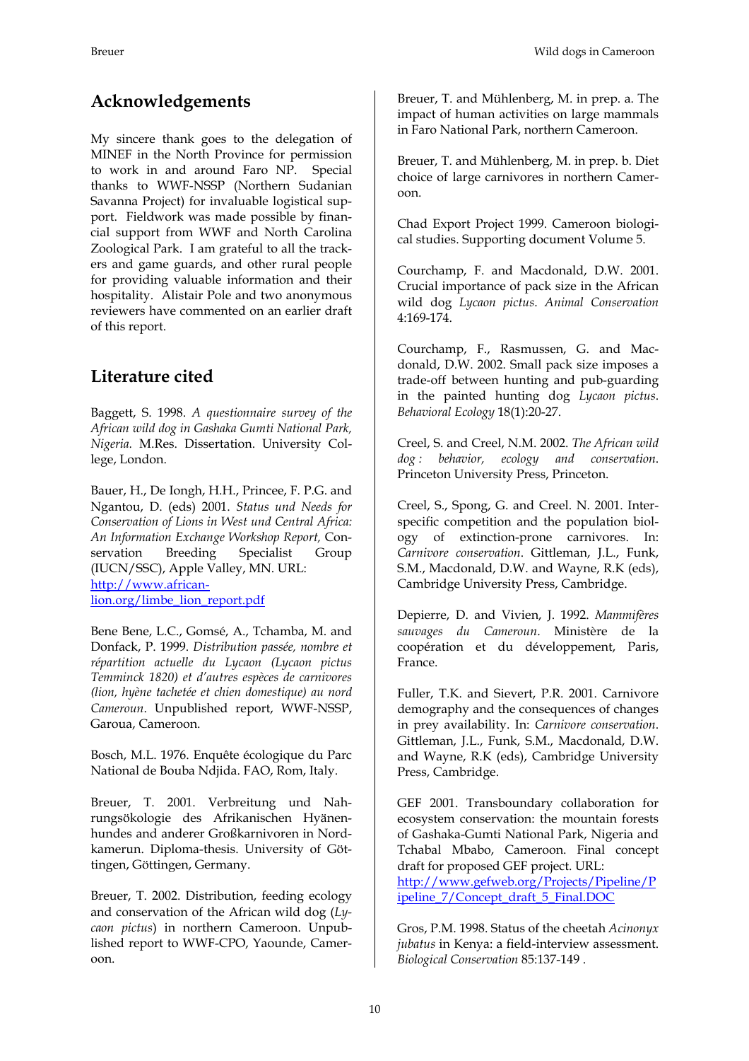## Acknowledgements

My sincere thank goes to the delegation of MINEF in the North Province for permission to work in and around Faro NP. Special thanks to WWF-NSSP (Northern Sudanian Savanna Project) for invaluable logistical support. Fieldwork was made possible by financial support from WWF and North Carolina Zoological Park. I am grateful to all the trackers and game guards, and other rural people for providing valuable information and their hospitality. Alistair Pole and two anonymous reviewers have commented on an earlier draft of this report.

## Literature cited

Baggett, S. 1998. *A questionnaire survey of the African wild dog in Gashaka Gumti National Park, Nigeria.* M.Res. Dissertation. University College, London.

Bauer, H., De Iongh, H.H., Princee, F. P.G. and Ngantou, D. (eds) 2001. *Status und Needs for Conservation of Lions in West and Central Africa: An Information Exchange Workshop Report,* Conservation Breeding Specialist Group (IUCN/SSC), Apple Valley, MN. URL: [http://www.african-lion.org/limbe_lion_report.pdf](http://www.african-lion.org/limbe_lion_report.pdf)

Bene Bene, L.C., Gomsé, A., Tchamba, M. and Donfack, P. 1999. *Distribution passée, nombre et répartition actuelle du Lycaon (Lycaon pictus Temminck 1820) et d'autres espèces de carnivores (lion, hyène tachetée et chien domestique) au nord Cameroun*. Unpublished report, WWF-NSSP, Garoua, Cameroon.

Bosch, M.L. 1976. Enquête écologique du Parc National de Bouba Ndjida. FAO, Rom, Italy.

Breuer, T. 2001. Verbreitung und Nahrungsökologie des Afrikanischen Hyänenhundes and anderer Großkarnivoren in Nordkamerun. Diploma-thesis. University of Göttingen, Göttingen, Germany.

Breuer, T. 2002. Distribution, feeding ecology and conservation of the African wild dog (*Lycaon pictus*) in northern Cameroon. Unpublished report to WWF-CPO, Yaounde, Cameroon.

Breuer, T. and Mühlenberg, M. in prep. a. The impact of human activities on large mammals in Faro National Park, northern Cameroon.

Breuer, T. and Mühlenberg, M. in prep. b. Diet choice of large carnivores in northern Cameroon.

Chad Export Project 1999. Cameroon biological studies. Supporting document Volume 5.

Courchamp, F. and Macdonald, D.W. 2001. Crucial importance of pack size in the African wild dog *Lycaon pictus*. *Animal Conservation* 4:169-174.

Courchamp, F., Rasmussen, G. and Macdonald, D.W. 2002. Small pack size imposes a trade-off between hunting and pub-guarding in the painted hunting dog *Lycaon pictus*. *Behavioral Ecology* 18(1):20-27.

Creel, S. and Creel, N.M. 2002. *The African wild dog : behavior, ecology and conservation*. Princeton University Press, Princeton.

Creel, S., Spong, G. and Creel. N. 2001. Interspecific competition and the population biology of extinction-prone carnivores. In: *Carnivore conservation*. Gittleman, J.L., Funk, S.M., Macdonald, D.W. and Wayne, R.K (eds), Cambridge University Press, Cambridge.

Depierre, D. and Vivien, J. 1992. *Mammifères sauvages du Cameroun*. Ministère de la coopération et du développement, Paris, France.

Fuller, T.K. and Sievert, P.R. 2001. Carnivore demography and the consequences of changes in prey availability. In: *Carnivore conservation*. Gittleman, J.L., Funk, S.M., Macdonald, D.W. and Wayne, R.K (eds), Cambridge University Press, Cambridge.

GEF 2001. Transboundary collaboration for ecosystem conservation: the mountain forests of Gashaka-Gumti National Park, Nigeria and Tchabal Mbabo, Cameroon. Final concept draft for proposed GEF project. URL: [http://www.gefweb.org/Projects/Pipeline/Pipeline_7/Concept_draft_5_Final.DOC](http://www.gefweb.org/Projects/Pipeline/Pipeline_7/Concept_draft_5_Final.DOC)

Gros, P.M. 1998. Status of the cheetah *Acinonyx jubatus* in Kenya: a field-interview assessment. *Biological Conservation* 85:137-149 .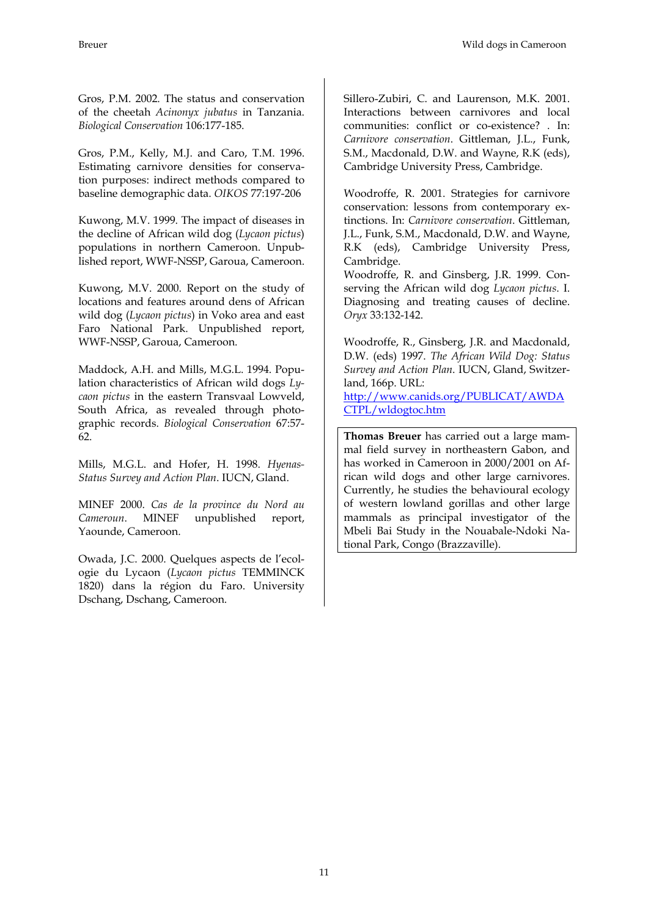Gros, P.M. 2002. The status and conservation of the cheetah *Acinonyx jubatus* in Tanzania. *Biological Conservation* 106:177-185.

Gros, P.M., Kelly, M.J. and Caro, T.M. 1996. Estimating carnivore densities for conservation purposes: indirect methods compared to baseline demographic data. *OIKOS* 77:197-206

Kuwong, M.V. 1999. The impact of diseases in the decline of African wild dog (*Lycaon pictus*) populations in northern Cameroon. Unpublished report, WWF-NSSP, Garoua, Cameroon.

Kuwong, M.V. 2000. Report on the study of locations and features around dens of African wild dog (*Lycaon pictus*) in Voko area and east Faro National Park. Unpublished report, WWF-NSSP, Garoua, Cameroon.

Maddock, A.H. and Mills, M.G.L. 1994. Population characteristics of African wild dogs *Lycaon pictus* in the eastern Transvaal Lowveld, South Africa, as revealed through photographic records. *Biological Conservation* 67:57-62.

Mills, M.G.L. and Hofer, H. 1998. *Hyenas-Status Survey and Action Plan*. IUCN, Gland.

MINEF 2000. *Cas de la province du Nord au Cameroun*. MINEF unpublished report, Yaounde, Cameroon.

Owada, J.C. 2000. Quelques aspects de l'ecologie du Lycaon (*Lycaon pictus* TEMMINCK 1820) dans la région du Faro. University Dschang, Dschang, Cameroon.

Sillero-Zubiri, C. and Laurenson, M.K. 2001. Interactions between carnivores and local communities: conflict or co-existence? . In: *Carnivore conservation*. Gittleman, J.L., Funk, S.M., Macdonald, D.W. and Wayne, R.K (eds), Cambridge University Press, Cambridge.

Woodroffe, R. 2001. Strategies for carnivore conservation: lessons from contemporary extinctions. In: *Carnivore conservation*. Gittleman, J.L., Funk, S.M., Macdonald, D.W. and Wayne, R.K (eds), Cambridge University Press, Cambridge.

Woodroffe, R. and Ginsberg, J.R. 1999. Conserving the African wild dog *Lycaon pictus*. I. Diagnosing and treating causes of decline. *Oryx* 33:132-142.

Woodroffe, R., Ginsberg, J.R. and Macdonald, D.W. (eds) 1997. *The African Wild Dog: Status Survey and Action Plan*. IUCN, Gland, Switzerland, 166p. URL: http://www.canids.org/PUBLICAT/AWDACTPL/wldogtoc.htm

**Thomas Breuer** has carried out a large mammal field survey in northeastern Gabon, and has worked in Cameroon in 2000/2001 on African wild dogs and other large carnivores. Currently, he studies the behavioural ecology of western lowland gorillas and other large mammals as principal investigator of the Mbeli Bai Study in the Nouabale-Ndoki National Park, Congo (Brazzaville).